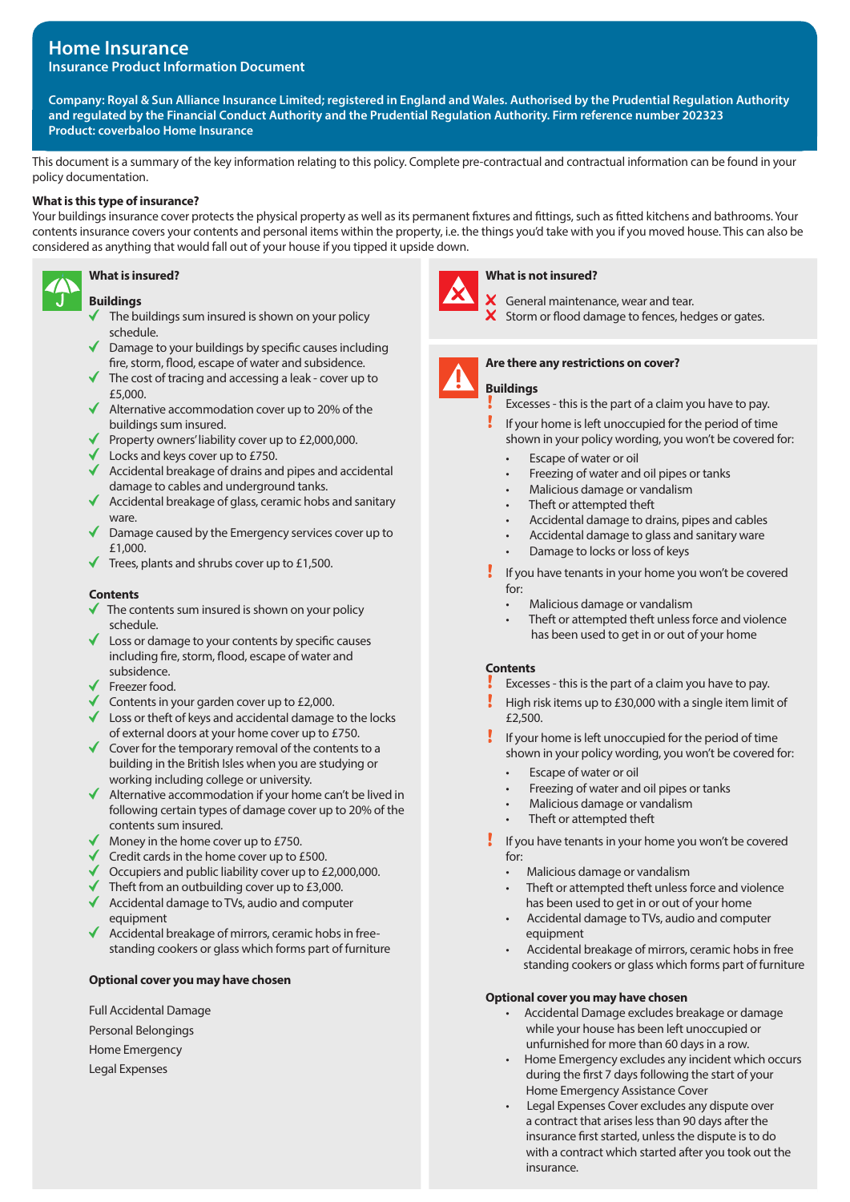# Home Insurance

## Insurance Product Information Document

**Company: Royal & Sun Alliance Insurance Limited; registered in England and Wales. Authorised by the Prudential Regulation Authority and regulated by the Financial Conduct Authority and the Prudential Regulation Authority. Firm reference number 202323**
**Product: coverbaloo Home Insurance**

This document is a summary of the key information relating to this policy. Complete pre-contractual and contractual information can be found in your policy documentation.

**What is this type of insurance?**
Your buildings insurance cover protects the physical property as well as its permanent fixtures and fittings, such as fitted kitchens and bathrooms. Your contents insurance covers your contents and personal items within the property, i.e. the things you'd take with you if you moved house. This can also be considered as anything that would fall out of your house if you tipped it upside down.

### What is insured?

**Buildings**

- ✓ The buildings sum insured is shown on your policy schedule.
- ✓ Damage to your buildings by specific causes including fire, storm, flood, escape of water and subsidence.
- ✓ The cost of tracing and accessing a leak - cover up to £5,000.
- ✓ Alternative accommodation cover up to 20% of the buildings sum insured.
- ✓ Property owners' liability cover up to £2,000,000.
- ✓ Locks and keys cover up to £750.
- ✓ Accidental breakage of drains and pipes and accidental damage to cables and underground tanks.
- ✓ Accidental breakage of glass, ceramic hobs and sanitary ware.
- ✓ Damage caused by the Emergency services cover up to £1,000.
- ✓ Trees, plants and shrubs cover up to £1,500.

**Contents**

- ✓ The contents sum insured is shown on your policy schedule.
- ✓ Loss or damage to your contents by specific causes including fire, storm, flood, escape of water and subsidence.
- ✓ Freezer food.
- ✓ Contents in your garden cover up to £2,000.
- ✓ Loss or theft of keys and accidental damage to the locks of external doors at your home cover up to £750.
- ✓ Cover for the temporary removal of the contents to a building in the British Isles when you are studying or working including college or university.
- ✓ Alternative accommodation if your home can't be lived in following certain types of damage cover up to 20% of the contents sum insured.
- ✓ Money in the home cover up to £750.
- ✓ Credit cards in the home cover up to £500.
- ✓ Occupiers and public liability cover up to £2,000,000.
- ✓ Theft from an outbuilding cover up to £3,000.
- ✓ Accidental damage to TVs, audio and computer equipment
- ✓ Accidental breakage of mirrors, ceramic hobs in free-standing cookers or glass which forms part of furniture

**Optional cover you may have chosen**

Full Accidental Damage

Personal Belongings

Home Emergency

Legal Expenses

### What is not insured?

- ✗ General maintenance, wear and tear.
- ✗ Storm or flood damage to fences, hedges or gates.

### Are there any restrictions on cover?

**Buildings**

- ! Excesses - this is the part of a claim you have to pay.
- ! If your home is left unoccupied for the period of time shown in your policy wording, you won't be covered for:
  - Escape of water or oil
  - Freezing of water and oil pipes or tanks
  - Malicious damage or vandalism
  - Theft or attempted theft
  - Accidental damage to drains, pipes and cables
  - Accidental damage to glass and sanitary ware
  - Damage to locks or loss of keys
- ! If you have tenants in your home you won't be covered for:
  - Malicious damage or vandalism
  - Theft or attempted theft unless force and violence has been used to get in or out of your home

**Contents**

- ! Excesses - this is the part of a claim you have to pay.
- ! High risk items up to £30,000 with a single item limit of £2,500.
- ! If your home is left unoccupied for the period of time shown in your policy wording, you won't be covered for:
  - Escape of water or oil
  - Freezing of water and oil pipes or tanks
  - Malicious damage or vandalism
  - Theft or attempted theft
- ! If you have tenants in your home you won't be covered for:
  - Malicious damage or vandalism
  - Theft or attempted theft unless force and violence has been used to get in or out of your home
  - Accidental damage to TVs, audio and computer equipment
  - Accidental breakage of mirrors, ceramic hobs in free standing cookers or glass which forms part of furniture

**Optional cover you may have chosen**

- Accidental Damage excludes breakage or damage while your house has been left unoccupied or unfurnished for more than 60 days in a row.
- Home Emergency excludes any incident which occurs during the first 7 days following the start of your Home Emergency Assistance Cover
- Legal Expenses Cover excludes any dispute over a contract that arises less than 90 days after the insurance first started, unless the dispute is to do with a contract which started after you took out the insurance.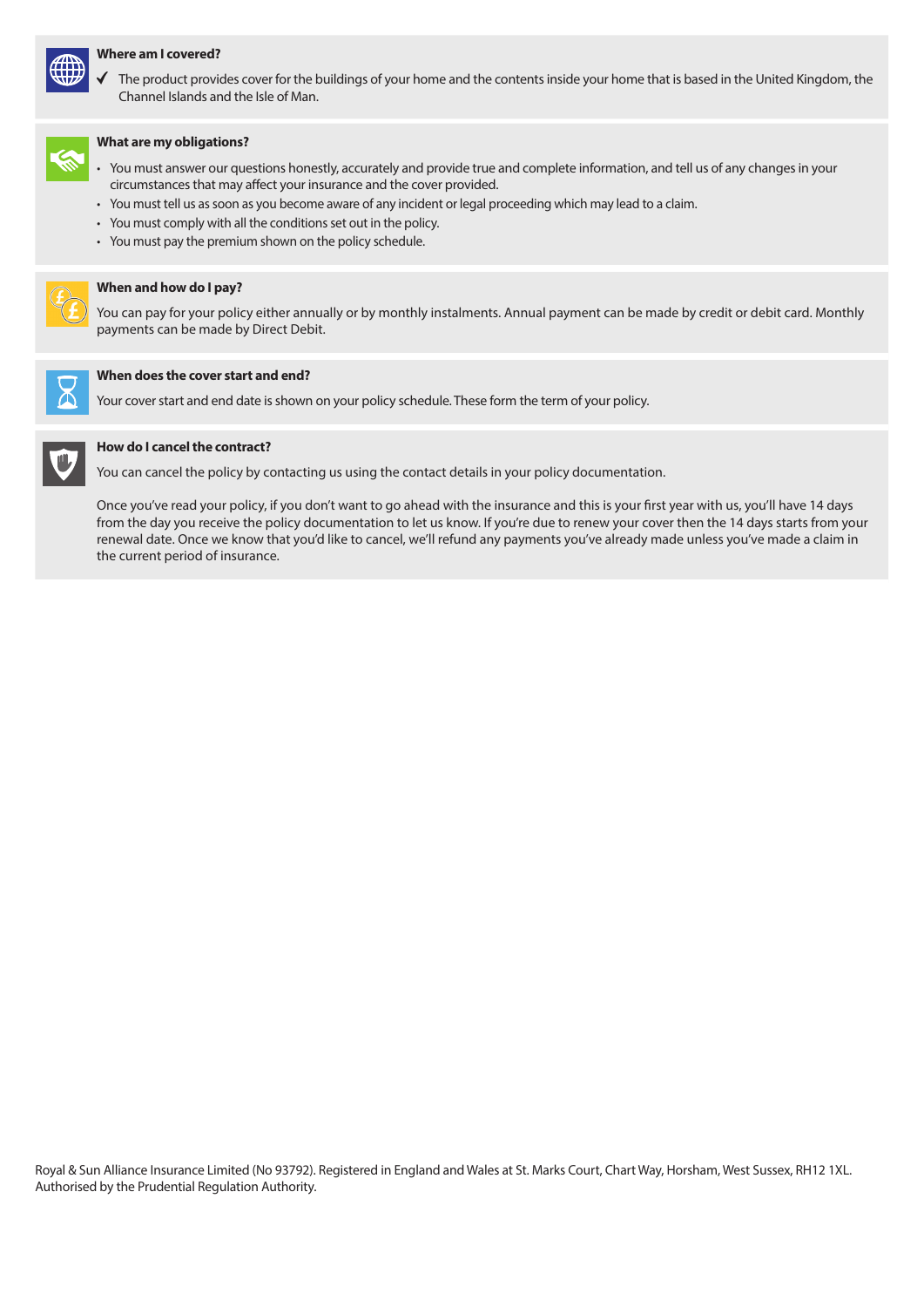### Where am I covered?

- ✓ The product provides cover for the buildings of your home and the contents inside your home that is based in the United Kingdom, the Channel Islands and the Isle of Man.

### What are my obligations?

- You must answer our questions honestly, accurately and provide true and complete information, and tell us of any changes in your circumstances that may affect your insurance and the cover provided.
- You must tell us as soon as you become aware of any incident or legal proceeding which may lead to a claim.
- You must comply with all the conditions set out in the policy.
- You must pay the premium shown on the policy schedule.

### When and how do I pay?

You can pay for your policy either annually or by monthly instalments. Annual payment can be made by credit or debit card. Monthly payments can be made by Direct Debit.

### When does the cover start and end?

Your cover start and end date is shown on your policy schedule. These form the term of your policy.

### How do I cancel the contract?

You can cancel the policy by contacting us using the contact details in your policy documentation.

Once you've read your policy, if you don't want to go ahead with the insurance and this is your first year with us, you'll have 14 days from the day you receive the policy documentation to let us know. If you're due to renew your cover then the 14 days starts from your renewal date. Once we know that you'd like to cancel, we'll refund any payments you've already made unless you've made a claim in the current period of insurance.

Royal & Sun Alliance Insurance Limited (No 93792). Registered in England and Wales at St. Marks Court, Chart Way, Horsham, West Sussex, RH12 1XL. Authorised by the Prudential Regulation Authority.